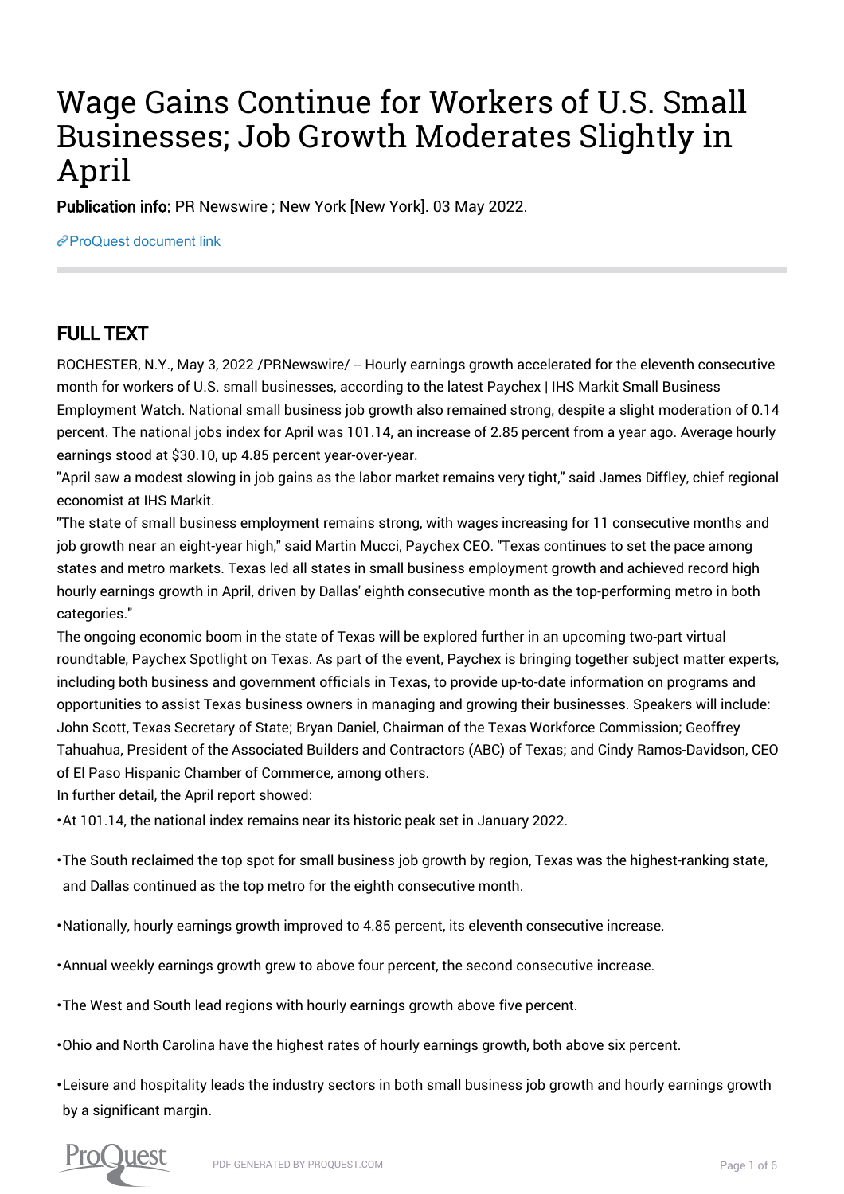# Wage Gains Continue for Workers of U.S. Small Businesses; Job Growth Moderates Slightly in April

**Publication info:** PR Newswire ; New York [New York]. 03 May 2022.

ProQuest document link

## FULL TEXT

ROCHESTER, N.Y., May 3, 2022 /PRNewswire/ -- Hourly earnings growth accelerated for the eleventh consecutive month for workers of U.S. small businesses, according to the latest Paychex | IHS Markit Small Business Employment Watch. National small business job growth also remained strong, despite a slight moderation of 0.14 percent. The national jobs index for April was 101.14, an increase of 2.85 percent from a year ago. Average hourly earnings stood at $30.10, up 4.85 percent year-over-year.

"April saw a modest slowing in job gains as the labor market remains very tight," said James Diffley, chief regional economist at IHS Markit.

"The state of small business employment remains strong, with wages increasing for 11 consecutive months and job growth near an eight-year high," said Martin Mucci, Paychex CEO. "Texas continues to set the pace among states and metro markets. Texas led all states in small business employment growth and achieved record high hourly earnings growth in April, driven by Dallas' eighth consecutive month as the top-performing metro in both categories."

The ongoing economic boom in the state of Texas will be explored further in an upcoming two-part virtual roundtable, Paychex Spotlight on Texas. As part of the event, Paychex is bringing together subject matter experts, including both business and government officials in Texas, to provide up-to-date information on programs and opportunities to assist Texas business owners in managing and growing their businesses. Speakers will include: John Scott, Texas Secretary of State; Bryan Daniel, Chairman of the Texas Workforce Commission; Geoffrey Tahuahua, President of the Associated Builders and Contractors (ABC) of Texas; and Cindy Ramos-Davidson, CEO of El Paso Hispanic Chamber of Commerce, among others.

In further detail, the April report showed:

- At 101.14, the national index remains near its historic peak set in January 2022.
- The South reclaimed the top spot for small business job growth by region, Texas was the highest-ranking state, and Dallas continued as the top metro for the eighth consecutive month.
- Nationally, hourly earnings growth improved to 4.85 percent, its eleventh consecutive increase.
- Annual weekly earnings growth grew to above four percent, the second consecutive increase.
- The West and South lead regions with hourly earnings growth above five percent.
- Ohio and North Carolina have the highest rates of hourly earnings growth, both above six percent.
- Leisure and hospitality leads the industry sectors in both small business job growth and hourly earnings growth by a significant margin.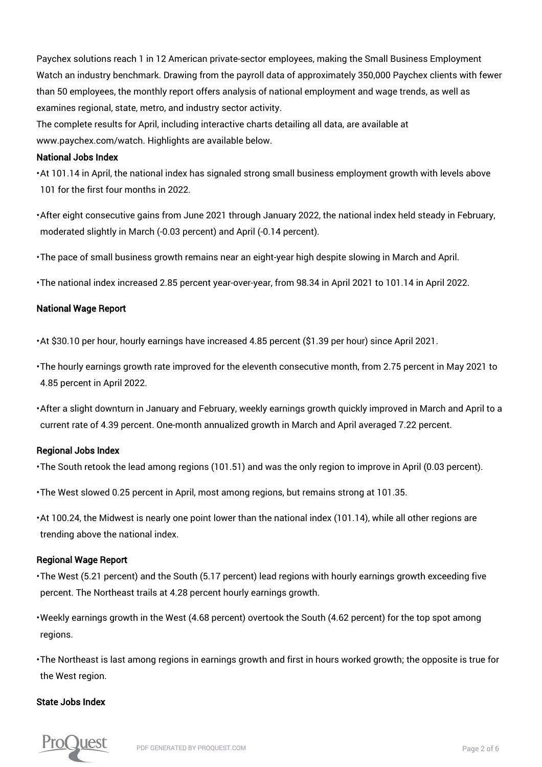Paychex solutions reach 1 in 12 American private-sector employees, making the Small Business Employment Watch an industry benchmark. Drawing from the payroll data of approximately 350,000 Paychex clients with fewer than 50 employees, the monthly report offers analysis of national employment and wage trends, as well as examines regional, state, metro, and industry sector activity.

The complete results for April, including interactive charts detailing all data, are available at www.paychex.com/watch. Highlights are available below.

### National Jobs Index

- At 101.14 in April, the national index has signaled strong small business employment growth with levels above 101 for the first four months in 2022.
- After eight consecutive gains from June 2021 through January 2022, the national index held steady in February, moderated slightly in March (-0.03 percent) and April (-0.14 percent).
- The pace of small business growth remains near an eight-year high despite slowing in March and April.
- The national index increased 2.85 percent year-over-year, from 98.34 in April 2021 to 101.14 in April 2022.

### National Wage Report

- At $30.10 per hour, hourly earnings have increased 4.85 percent ($1.39 per hour) since April 2021.
- The hourly earnings growth rate improved for the eleventh consecutive month, from 2.75 percent in May 2021 to 4.85 percent in April 2022.
- After a slight downturn in January and February, weekly earnings growth quickly improved in March and April to a current rate of 4.39 percent. One-month annualized growth in March and April averaged 7.22 percent.

### Regional Jobs Index

- The South retook the lead among regions (101.51) and was the only region to improve in April (0.03 percent).
- The West slowed 0.25 percent in April, most among regions, but remains strong at 101.35.
- At 100.24, the Midwest is nearly one point lower than the national index (101.14), while all other regions are trending above the national index.

### Regional Wage Report

- The West (5.21 percent) and the South (5.17 percent) lead regions with hourly earnings growth exceeding five percent. The Northeast trails at 4.28 percent hourly earnings growth.
- Weekly earnings growth in the West (4.68 percent) overtook the South (4.62 percent) for the top spot among regions.
- The Northeast is last among regions in earnings growth and first in hours worked growth; the opposite is true for the West region.

### State Jobs Index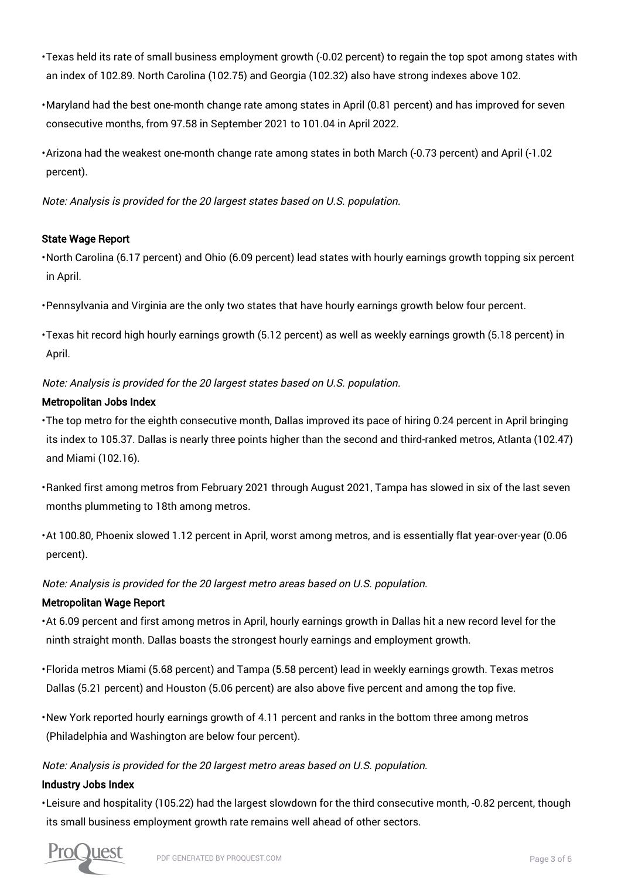- Texas held its rate of small business employment growth (-0.02 percent) to regain the top spot among states with an index of 102.89. North Carolina (102.75) and Georgia (102.32) also have strong indexes above 102.
- Maryland had the best one-month change rate among states in April (0.81 percent) and has improved for seven consecutive months, from 97.58 in September 2021 to 101.04 in April 2022.
- Arizona had the weakest one-month change rate among states in both March (-0.73 percent) and April (-1.02 percent).

*Note: Analysis is provided for the 20 largest states based on U.S. population.*

**State Wage Report**

- North Carolina (6.17 percent) and Ohio (6.09 percent) lead states with hourly earnings growth topping six percent in April.
- Pennsylvania and Virginia are the only two states that have hourly earnings growth below four percent.
- Texas hit record high hourly earnings growth (5.12 percent) as well as weekly earnings growth (5.18 percent) in April.

*Note: Analysis is provided for the 20 largest states based on U.S. population.*

**Metropolitan Jobs Index**

- The top metro for the eighth consecutive month, Dallas improved its pace of hiring 0.24 percent in April bringing its index to 105.37. Dallas is nearly three points higher than the second and third-ranked metros, Atlanta (102.47) and Miami (102.16).
- Ranked first among metros from February 2021 through August 2021, Tampa has slowed in six of the last seven months plummeting to 18th among metros.
- At 100.80, Phoenix slowed 1.12 percent in April, worst among metros, and is essentially flat year-over-year (0.06 percent).

*Note: Analysis is provided for the 20 largest metro areas based on U.S. population.*

**Metropolitan Wage Report**

- At 6.09 percent and first among metros in April, hourly earnings growth in Dallas hit a new record level for the ninth straight month. Dallas boasts the strongest hourly earnings and employment growth.
- Florida metros Miami (5.68 percent) and Tampa (5.58 percent) lead in weekly earnings growth. Texas metros Dallas (5.21 percent) and Houston (5.06 percent) are also above five percent and among the top five.
- New York reported hourly earnings growth of 4.11 percent and ranks in the bottom three among metros (Philadelphia and Washington are below four percent).

*Note: Analysis is provided for the 20 largest metro areas based on U.S. population.*

**Industry Jobs Index**

- Leisure and hospitality (105.22) had the largest slowdown for the third consecutive month, -0.82 percent, though its small business employment growth rate remains well ahead of other sectors.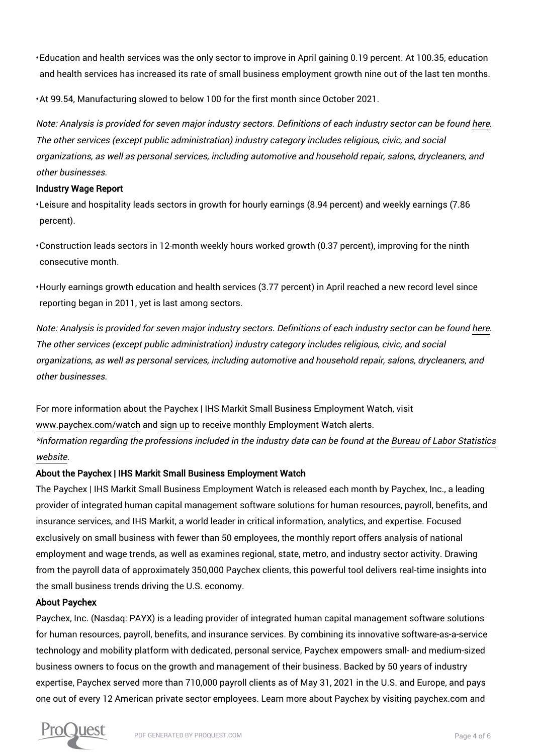- Education and health services was the only sector to improve in April gaining 0.19 percent. At 100.35, education and health services has increased its rate of small business employment growth nine out of the last ten months.
- At 99.54, Manufacturing slowed to below 100 for the first month since October 2021.

*Note: Analysis is provided for seven major industry sectors. Definitions of each industry sector can be found here. The other services (except public administration) industry category includes religious, civic, and social organizations, as well as personal services, including automotive and household repair, salons, drycleaners, and other businesses.*

**Industry Wage Report**

- Leisure and hospitality leads sectors in growth for hourly earnings (8.94 percent) and weekly earnings (7.86 percent).
- Construction leads sectors in 12-month weekly hours worked growth (0.37 percent), improving for the ninth consecutive month.
- Hourly earnings growth education and health services (3.77 percent) in April reached a new record level since reporting began in 2011, yet is last among sectors.

*Note: Analysis is provided for seven major industry sectors. Definitions of each industry sector can be found here. The other services (except public administration) industry category includes religious, civic, and social organizations, as well as personal services, including automotive and household repair, salons, drycleaners, and other businesses.*

For more information about the Paychex | IHS Markit Small Business Employment Watch, visit www.paychex.com/watch and sign up to receive monthly Employment Watch alerts.

*\*Information regarding the professions included in the industry data can be found at the Bureau of Labor Statistics website.*

**About the Paychex | IHS Markit Small Business Employment Watch**

The Paychex | IHS Markit Small Business Employment Watch is released each month by Paychex, Inc., a leading provider of integrated human capital management software solutions for human resources, payroll, benefits, and insurance services, and IHS Markit, a world leader in critical information, analytics, and expertise. Focused exclusively on small business with fewer than 50 employees, the monthly report offers analysis of national employment and wage trends, as well as examines regional, state, metro, and industry sector activity. Drawing from the payroll data of approximately 350,000 Paychex clients, this powerful tool delivers real-time insights into the small business trends driving the U.S. economy.

**About Paychex**

Paychex, Inc. (Nasdaq: PAYX) is a leading provider of integrated human capital management software solutions for human resources, payroll, benefits, and insurance services. By combining its innovative software-as-a-service technology and mobility platform with dedicated, personal service, Paychex empowers small- and medium-sized business owners to focus on the growth and management of their business. Backed by 50 years of industry expertise, Paychex served more than 710,000 payroll clients as of May 31, 2021 in the U.S. and Europe, and pays one out of every 12 American private sector employees. Learn more about Paychex by visiting paychex.com and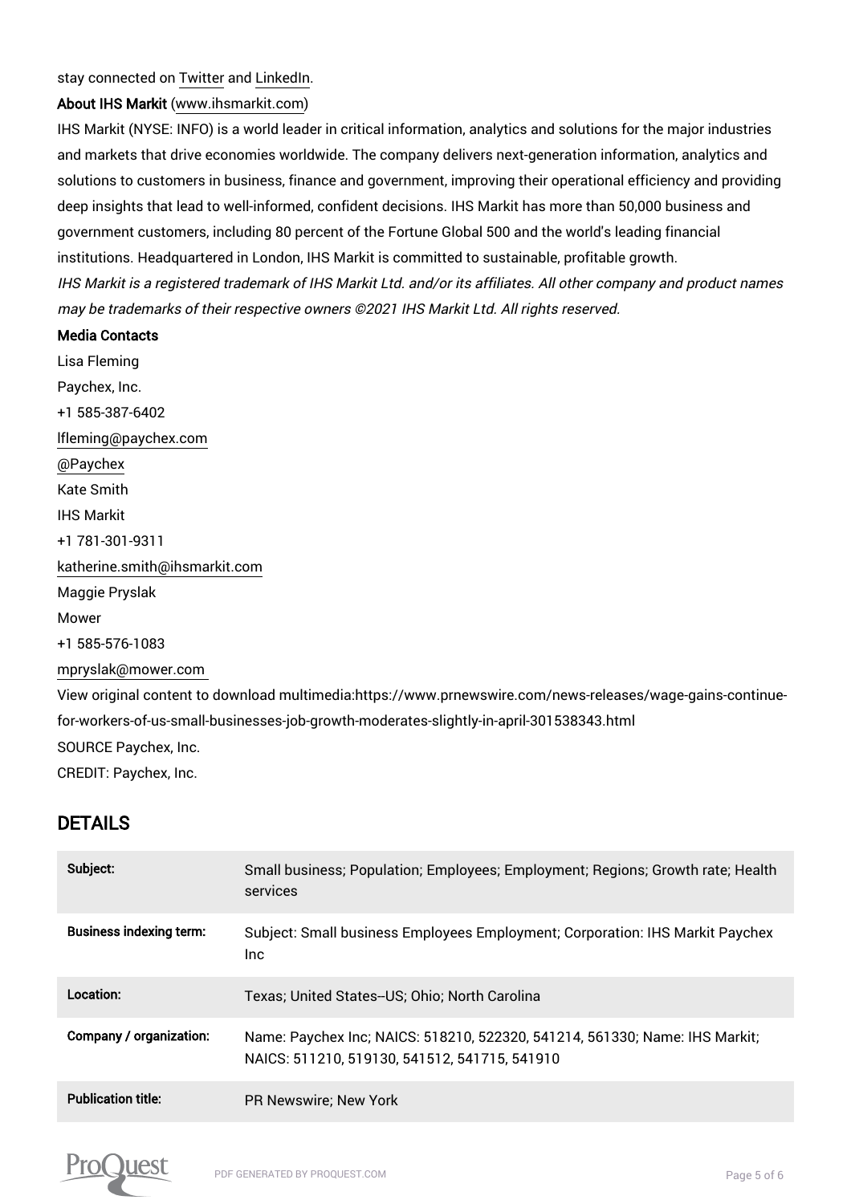stay connected on Twitter and LinkedIn.

**About IHS Markit** (www.ihsmarkit.com)

IHS Markit (NYSE: INFO) is a world leader in critical information, analytics and solutions for the major industries and markets that drive economies worldwide. The company delivers next-generation information, analytics and solutions to customers in business, finance and government, improving their operational efficiency and providing deep insights that lead to well-informed, confident decisions. IHS Markit has more than 50,000 business and government customers, including 80 percent of the Fortune Global 500 and the world's leading financial institutions. Headquartered in London, IHS Markit is committed to sustainable, profitable growth.

*IHS Markit is a registered trademark of IHS Markit Ltd. and/or its affiliates. All other company and product names may be trademarks of their respective owners ©2021 IHS Markit Ltd. All rights reserved.*

**Media Contacts**

Lisa Fleming
Paychex, Inc.
+1 585-387-6402
lfleming@paychex.com
@Paychex

Kate Smith
IHS Markit
+1 781-301-9311
katherine.smith@ihsmarkit.com

Maggie Pryslak
Mower
+1 585-576-1083
mpryslak@mower.com

View original content to download multimedia:https://www.prnewswire.com/news-releases/wage-gains-continue-for-workers-of-us-small-businesses-job-growth-moderates-slightly-in-april-301538343.html

SOURCE Paychex, Inc.

CREDIT: Paychex, Inc.

## DETAILS

| | |
|---|---|
| **Subject:** | Small business; Population; Employees; Employment; Regions; Growth rate; Health services |
| **Business indexing term:** | Subject: Small business Employees Employment; Corporation: IHS Markit Paychex Inc |
| **Location:** | Texas; United States--US; Ohio; North Carolina |
| **Company / organization:** | Name: Paychex Inc; NAICS: 518210, 522320, 541214, 561330; Name: IHS Markit; NAICS: 511210, 519130, 541512, 541715, 541910 |
| **Publication title:** | PR Newswire; New York |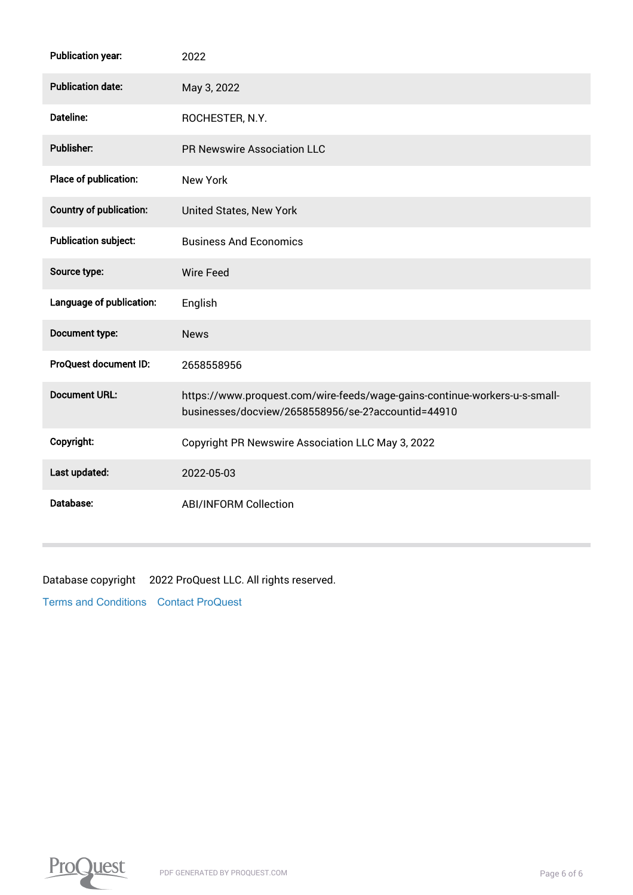| | |
|---|---|
| **Publication year:** | 2022 |
| **Publication date:** | May 3, 2022 |
| **Dateline:** | ROCHESTER, N.Y. |
| **Publisher:** | PR Newswire Association LLC |
| **Place of publication:** | New York |
| **Country of publication:** | United States, New York |
| **Publication subject:** | Business And Economics |
| **Source type:** | Wire Feed |
| **Language of publication:** | English |
| **Document type:** | News |
| **ProQuest document ID:** | 2658558956 |
| **Document URL:** | https://www.proquest.com/wire-feeds/wage-gains-continue-workers-u-s-small-businesses/docview/2658558956/se-2?accountid=44910 |
| **Copyright:** | Copyright PR Newswire Association LLC May 3, 2022 |
| **Last updated:** | 2022-05-03 |
| **Database:** | ABI/INFORM Collection |

Database copyright 2022 ProQuest LLC. All rights reserved.

Terms and Conditions Contact ProQuest